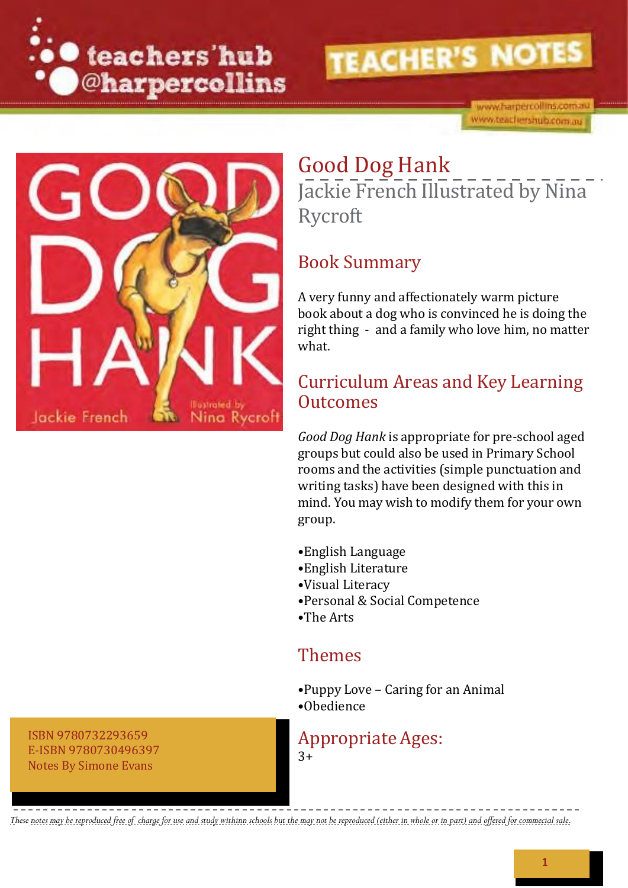teachers'hub @harpercollins

TEACHER'S NOTES

www.harpercollins.com.au
www.teachershub.com.au

# Good Dog Hank

Jackie French Illustrated by Nina Rycroft

## Book Summary

A very funny and affectionately warm picture book about a dog who is convinced he is doing the right thing - and a family who love him, no matter what.

## Curriculum Areas and Key Learning Outcomes

*Good Dog Hank* is appropriate for pre-school aged groups but could also be used in Primary School rooms and the activities (simple punctuation and writing tasks) have been designed with this in mind. You may wish to modify them for your own group.

- English Language
- English Literature
- Visual Literacy
- Personal & Social Competence
- The Arts

## Themes

- Puppy Love – Caring for an Animal
- Obedience

## Appropriate Ages:

3+

ISBN 9780732293659
E-ISBN 9780730496397
Notes By Simone Evans

*These notes may be reproduced free of charge for use and study withinn schools but the may not be reproduced (either in whole or in part) and offered for commercial sale.*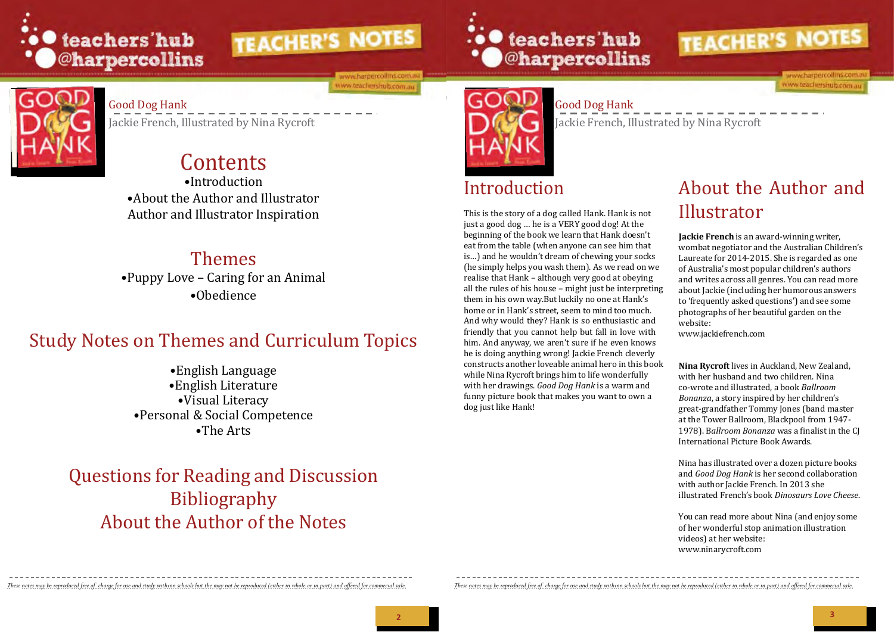# Good Dog Hank

Jackie French, Illustrated by Nina Rycroft

## Contents

- Introduction
- About the Author and Illustrator

Author and Illustrator Inspiration

## Themes

- Puppy Love – Caring for an Animal
- Obedience

## Study Notes on Themes and Curriculum Topics

- English Language
- English Literature
- Visual Literacy
- Personal & Social Competence
- The Arts

## Questions for Reading and Discussion

## Bibliography

## About the Author of the Notes

*These notes may be reproduced free of charge for use and study withinn schools but the may not be reproduced (either in whole or in part) and offered for commercial sale.*

# Good Dog Hank

Jackie French, Illustrated by Nina Rycroft

## Introduction

This is the story of a dog called Hank. Hank is not just a good dog … he is a VERY good dog! At the beginning of the book we learn that Hank doesn't eat from the table (when anyone can see him that is…) and he wouldn't dream of chewing your socks (he simply helps you wash them). As we read on we realise that Hank – although very good at obeying all the rules of his house – might just be interpreting them in his own way.But luckily no one at Hank's home or in Hank's street, seem to mind too much. And why would they? Hank is so enthusiastic and friendly that you cannot help but fall in love with him. And anyway, we aren't sure if he even knows he is doing anything wrong! Jackie French cleverly constructs another loveable animal hero in this book while Nina Rycroft brings him to life wonderfully with her drawings. *Good Dog Hank* is a warm and funny picture book that makes you want to own a dog just like Hank!

## About the Author and Illustrator

**Jackie French** is an award-winning writer, wombat negotiator and the Australian Children's Laureate for 2014-2015. She is regarded as one of Australia's most popular children's authors and writes across all genres. You can read more about Jackie (including her humorous answers to 'frequently asked questions') and see some photographs of her beautiful garden on the website:
www.jackiefrench.com

**Nina Rycroft** lives in Auckland, New Zealand, with her husband and two children. Nina co-wrote and illustrated, a book *Ballroom Bonanza*, a story inspired by her children's great-grandfather Tommy Jones (band master at the Tower Ballroom, Blackpool from 1947-1978). B*allroom Bonanza* was a finalist in the CJ International Picture Book Awards.

Nina has illustrated over a dozen picture books and *Good Dog Hank* is her second collaboration with author Jackie French. In 2013 she illustrated French's book *Dinosaurs Love Cheese*.

You can read more about Nina (and enjoy some of her wonderful stop animation illustration videos) at her website:
www.ninarycroft.com

*These notes may be reproduced free of charge for use and study withinn schools but the may not be reproduced (either in whole or in part) and offered for commercial sale.*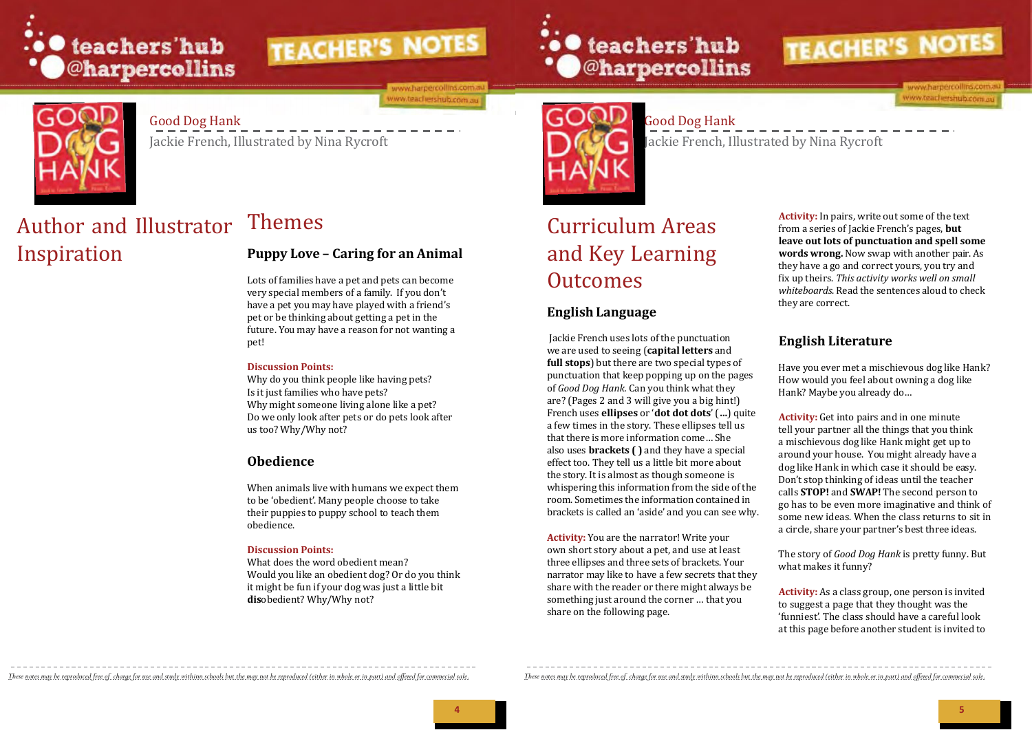Good Dog Hank
Jackie French, Illustrated by Nina Rycroft

# Author and Illustrator Inspiration

# Themes

## Puppy Love – Caring for an Animal

Lots of families have a pet and pets can become very special members of a family. If you don't have a pet you may have played with a friend's pet or be thinking about getting a pet in the future. You may have a reason for not wanting a pet!

**Discussion Points:**
Why do you think people like having pets?
Is it just families who have pets?
Why might someone living alone like a pet?
Do we only look after pets or do pets look after us too? Why/Why not?

## Obedience

When animals live with humans we expect them to be 'obedient'. Many people choose to take their puppies to puppy school to teach them obedience.

**Discussion Points:**
What does the word obedient mean?
Would you like an obedient dog? Or do you think it might be fun if your dog was just a little bit **dis**obedient? Why/Why not?

Good Dog Hank
Jackie French, Illustrated by Nina Rycroft

# Curriculum Areas and Key Learning Outcomes

## English Language

Jackie French uses lots of the punctuation we are used to seeing (**capital letters** and **full stops**) but there are two special types of punctuation that keep popping up on the pages of *Good Dog Hank*. Can you think what they are? (Pages 2 and 3 will give you a big hint!) French uses **ellipses** or '**dot dot dots**' (**...**) quite a few times in the story. These ellipses tell us that there is more information come… She also uses **brackets ( )** and they have a special effect too. They tell us a little bit more about the story. It is almost as though someone is whispering this information from the side of the room. Sometimes the information contained in brackets is called an 'aside' and you can see why.

**Activity:** You are the narrator! Write your own short story about a pet, and use at least three ellipses and three sets of brackets. Your narrator may like to have a few secrets that they share with the reader or there might always be something just around the corner … that you share on the following page.

**Activity:** In pairs, write out some of the text from a series of Jackie French's pages, **but leave out lots of punctuation and spell some words wrong.** Now swap with another pair. As they have a go and correct yours, you try and fix up theirs. *This activity works well on small whiteboards.* Read the sentences aloud to check they are correct.

## English Literature

Have you ever met a mischievous dog like Hank? How would you feel about owning a dog like Hank? Maybe you already do…

**Activity:** Get into pairs and in one minute tell your partner all the things that you think a mischievous dog like Hank might get up to around your house. You might already have a dog like Hank in which case it should be easy. Don't stop thinking of ideas until the teacher calls **STOP!** and **SWAP!** The second person to go has to be even more imaginative and think of some new ideas. When the class returns to sit in a circle, share your partner's best three ideas.

The story of *Good Dog Hank* is pretty funny. But what makes it funny?

**Activity:** As a class group, one person is invited to suggest a page that they thought was the 'funniest'. The class should have a careful look at this page before another student is invited to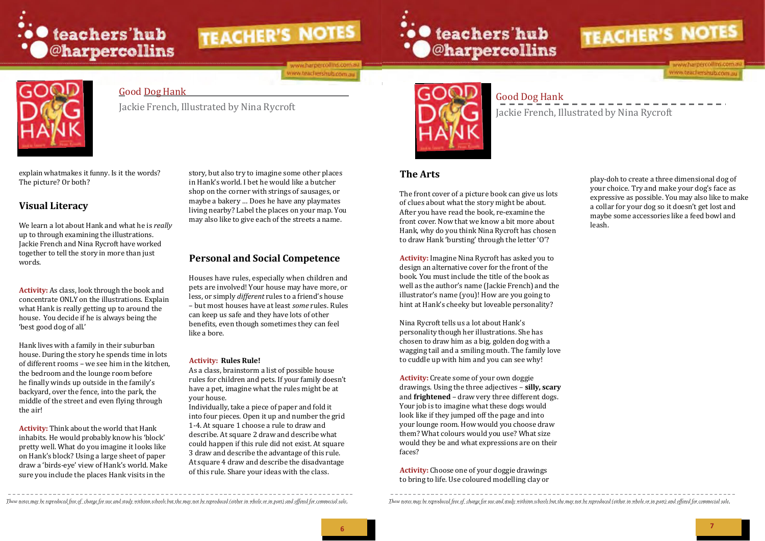## Good Dog Hank

Jackie French, Illustrated by Nina Rycroft

explain whatmakes it funny. Is it the words? The picture? Or both?

### Visual Literacy

We learn a lot about Hank and what he is *really* up to through examining the illustrations. Jackie French and Nina Rycroft have worked together to tell the story in more than just words.

**Activity:** As class, look through the book and concentrate ONLY on the illustrations. Explain what Hank is really getting up to around the house. You decide if he is always being the 'best good dog of all.'

Hank lives with a family in their suburban house. During the story he spends time in lots of different rooms – we see him in the kitchen, the bedroom and the lounge room before he finally winds up outside in the family's backyard, over the fence, into the park, the middle of the street and even flying through the air!

**Activity:** Think about the world that Hank inhabits. He would probably know his 'block' pretty well. What do you imagine it looks like on Hank's block? Using a large sheet of paper draw a 'birds-eye' view of Hank's world. Make sure you include the places Hank visits in the story, but also try to imagine some other places in Hank's world. I bet he would like a butcher shop on the corner with strings of sausages, or maybe a bakery … Does he have any playmates living nearby? Label the places on your map. You may also like to give each of the streets a name.

### Personal and Social Competence

Houses have rules, especially when children and pets are involved! Your house may have more, or less, or simply *different* rules to a friend's house – but most houses have at least *some* rules. Rules can keep us safe and they have lots of other benefits, even though sometimes they can feel like a bore.

**Activity: Rules Rule!**
As a class, brainstorm a list of possible house rules for children and pets. If your family doesn't have a pet, imagine what the rules might be at your house.
Individually, take a piece of paper and fold it into four pieces. Open it up and number the grid 1-4. At square 1 choose a rule to draw and describe. At square 2 draw and describe what could happen if this rule did not exist. At square 3 draw and describe the advantage of this rule. At square 4 draw and describe the disadvantage of this rule. Share your ideas with the class.

*These notes may be reproduced free of charge for use and study within schools but the may not be reproduced (either in whole or in part) and offered for commercial sale.*

## Good Dog Hank

Jackie French, Illustrated by Nina Rycroft

### The Arts

The front cover of a picture book can give us lots of clues about what the story might be about. After you have read the book, re-examine the front cover. Now that we know a bit more about Hank, why do you think Nina Rycroft has chosen to draw Hank 'bursting' through the letter 'O'?

**Activity:** Imagine Nina Rycroft has asked you to design an alternative cover for the front of the book. You must include the title of the book as well as the author's name (Jackie French) and the illustrator's name (you)! How are you going to hint at Hank's cheeky but loveable personality?

Nina Rycroft tells us a lot about Hank's personality though her illustrations. She has chosen to draw him as a big, golden dog with a wagging tail and a smiling mouth. The family love to cuddle up with him and you can see why!

**Activity:** Create some of your own doggie drawings. Using the three adjectives – **silly, scary** and **frightened** – draw very three different dogs. Your job is to imagine what these dogs would look like if they jumped off the page and into your lounge room. How would you choose draw them? What colours would you use? What size would they be and what expressions are on their faces?

**Activity:** Choose one of your doggie drawings to bring to life. Use coloured modelling clay or play-doh to create a three dimensional dog of your choice. Try and make your dog's face as expressive as possible. You may also like to make a collar for your dog so it doesn't get lost and maybe some accessories like a feed bowl and leash.

*These notes may be reproduced free of charge for use and study within schools but the may not be reproduced (either in whole or in part) and offered for commercial sale.*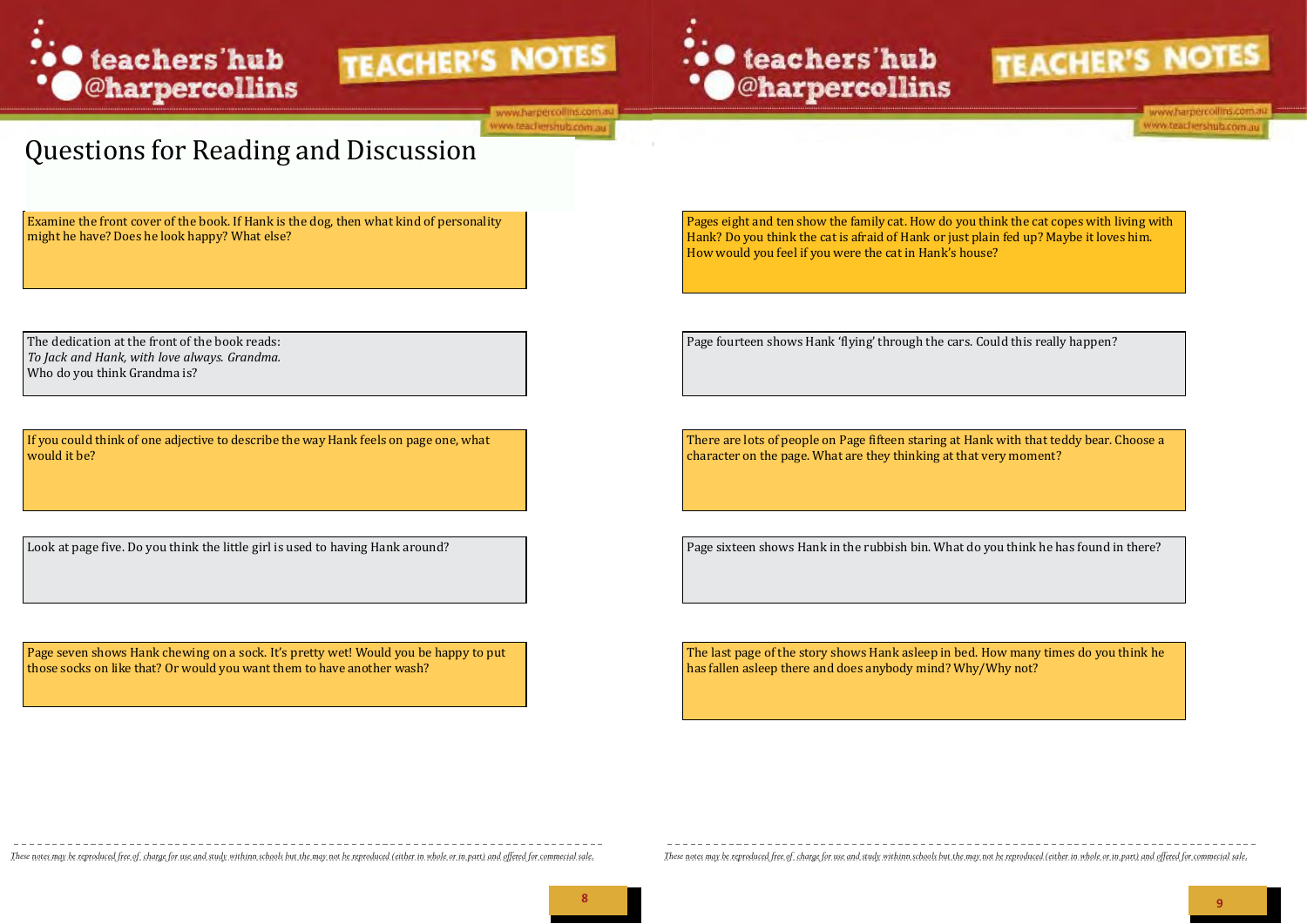# Questions for Reading and Discussion

Examine the front cover of the book. If Hank is the dog, then what kind of personality might he have? Does he look happy? What else?

The dedication at the front of the book reads:
*To Jack and Hank, with love always. Grandma.*
Who do you think Grandma is?

If you could think of one adjective to describe the way Hank feels on page one, what would it be?

Look at page five. Do you think the little girl is used to having Hank around?

Page seven shows Hank chewing on a sock. It's pretty wet! Would you be happy to put those socks on like that? Or would you want them to have another wash?

Pages eight and ten show the family cat. How do you think the cat copes with living with Hank? Do you think the cat is afraid of Hank or just plain fed up? Maybe it loves him. How would you feel if you were the cat in Hank's house?

Page fourteen shows Hank 'flying' through the cars. Could this really happen?

There are lots of people on Page fifteen staring at Hank with that teddy bear. Choose a character on the page. What are they thinking at that very moment?

Page sixteen shows Hank in the rubbish bin. What do you think he has found in there?

The last page of the story shows Hank asleep in bed. How many times do you think he has fallen asleep there and does anybody mind? Why/Why not?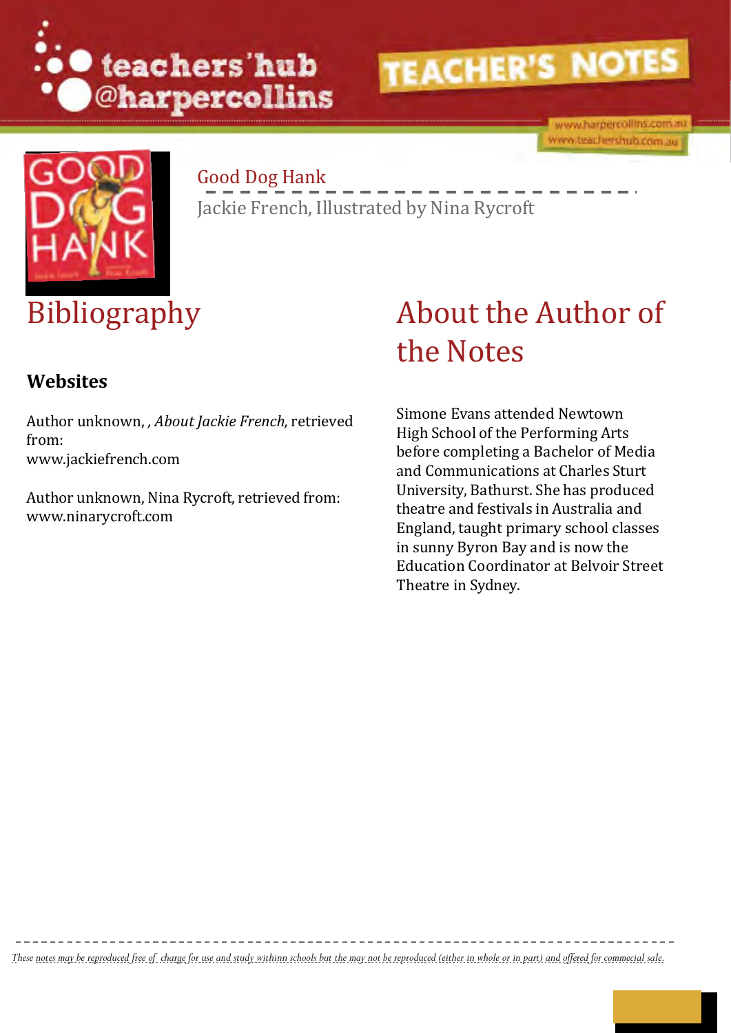Good Dog Hank

Jackie French, Illustrated by Nina Rycroft

# Bibliography

### Websites

Author unknown, , *About Jackie French,* retrieved from:
www.jackiefrench.com

Author unknown, Nina Rycroft, retrieved from:
www.ninarycroft.com

# About the Author of the Notes

Simone Evans attended Newtown High School of the Performing Arts before completing a Bachelor of Media and Communications at Charles Sturt University, Bathurst. She has produced theatre and festivals in Australia and England, taught primary school classes in sunny Byron Bay and is now the Education Coordinator at Belvoir Street Theatre in Sydney.

*These notes may be reproduced free of charge for use and study withinn schools but the may not be reproduced (either in whole or in part) and offered for commecial sale.*